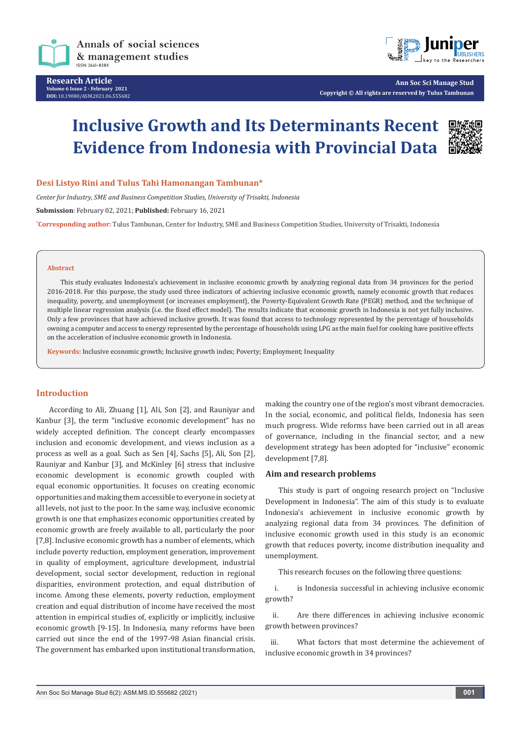# Inclusive Growth and Its Determinants Recent Evidence from Indonesia with Provincial Data

**Desi Listyo Rini and Tulus Tahi Hamonangan Tambunan***

*Center for Industry, SME and Business Competition Studies, University of Trisakti, Indonesia*

**Submission**: February 02, 2021; **Published:** February 16, 2021

***Corresponding author:** Tulus Tambunan, Center for Industry, SME and Business Competition Studies, University of Trisakti, Indonesia

**Abstract**

This study evaluates Indonesia's achievement in inclusive economic growth by analyzing regional data from 34 provinces for the period 2016-2018. For this purpose, the study used three indicators of achieving inclusive economic growth, namely economic growth that reduces inequality, poverty, and unemployment (or increases employment), the Poverty-Equivalent Growth Rate (PEGR) method, and the technique of multiple linear regression analysis (i.e. the fixed effect model). The results indicate that economic growth in Indonesia is not yet fully inclusive. Only a few provinces that have achieved inclusive growth. It was found that access to technology represented by the percentage of households owning a computer and access to energy represented by the percentage of households using LPG as the main fuel for cooking have positive effects on the acceleration of inclusive economic growth in Indonesia.

**Keywords:** Inclusive economic growth; Inclusive growth index; Poverty; Employment; Inequality

## Introduction

According to Ali, Zhuang [1], Ali, Son [2], and Rauniyar and Kanbur [3], the term "inclusive economic development" has no widely accepted definition. The concept clearly encompasses inclusion and economic development, and views inclusion as a process as well as a goal. Such as Sen [4], Sachs [5], Ali, Son [2], Rauniyar and Kanbur [3], and McKinley [6] stress that inclusive economic development is economic growth coupled with equal economic opportunities. It focuses on creating economic opportunities and making them accessible to everyone in society at all levels, not just to the poor. In the same way, inclusive economic growth is one that emphasizes economic opportunities created by economic growth are freely available to all, particularly the poor [7,8]. Inclusive economic growth has a number of elements, which include poverty reduction, employment generation, improvement in quality of employment, agriculture development, industrial development, social sector development, reduction in regional disparities, environment protection, and equal distribution of income. Among these elements, poverty reduction, employment creation and equal distribution of income have received the most attention in empirical studies of, explicitly or implicitly, inclusive economic growth [9-15]. In Indonesia, many reforms have been carried out since the end of the 1997-98 Asian financial crisis. The government has embarked upon institutional transformation, making the country one of the region's most vibrant democracies. In the social, economic, and political fields, Indonesia has seen much progress. Wide reforms have been carried out in all areas of governance, including in the financial sector, and a new development strategy has been adopted for "inclusive" economic development [7,8].

### Aim and research problems

This study is part of ongoing research project on "Inclusive Development in Indonesia". The aim of this study is to evaluate Indonesia's achievement in inclusive economic growth by analyzing regional data from 34 provinces. The definition of inclusive economic growth used in this study is an economic growth that reduces poverty, income distribution inequality and unemployment.

This research focuses on the following three questions:

i. is Indonesia successful in achieving inclusive economic growth?

ii. Are there differences in achieving inclusive economic growth between provinces?

iii. What factors that most determine the achievement of inclusive economic growth in 34 provinces?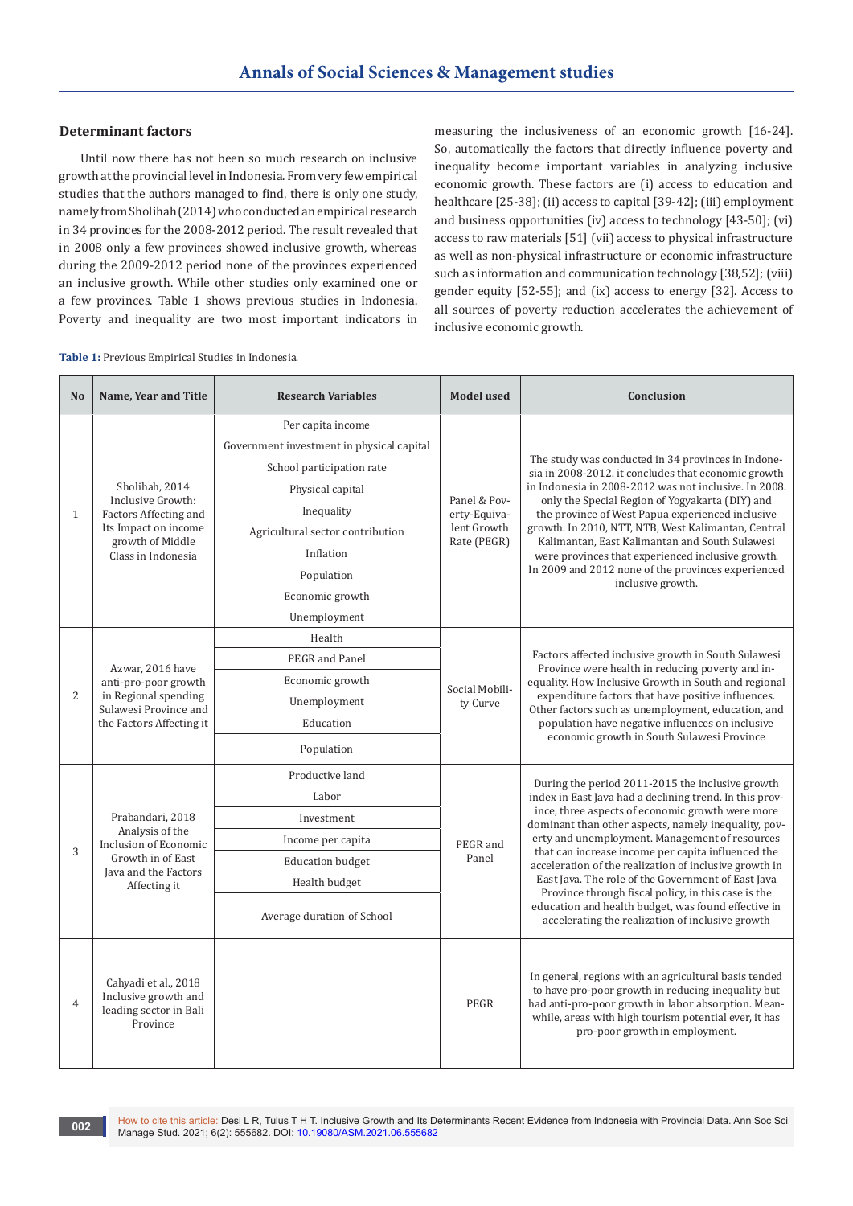## Determinant factors

Until now there has not been so much research on inclusive growth at the provincial level in Indonesia. From very few empirical studies that the authors managed to find, there is only one study, namely from Sholihah (2014) who conducted an empirical research in 34 provinces for the 2008-2012 period. The result revealed that in 2008 only a few provinces showed inclusive growth, whereas during the 2009-2012 period none of the provinces experienced an inclusive growth. While other studies only examined one or a few provinces. Table 1 shows previous studies in Indonesia. Poverty and inequality are two most important indicators in measuring the inclusiveness of an economic growth [16-24]. So, automatically the factors that directly influence poverty and inequality become important variables in analyzing inclusive economic growth. These factors are (i) access to education and healthcare [25-38]; (ii) access to capital [39-42]; (iii) employment and business opportunities (iv) access to technology [43-50]; (vi) access to raw materials [51] (vii) access to physical infrastructure as well as non-physical infrastructure or economic infrastructure such as information and communication technology [38,52]; (viii) gender equity [52-55]; and (ix) access to energy [32]. Access to all sources of poverty reduction accelerates the achievement of inclusive economic growth.

**Table 1:** Previous Empirical Studies in Indonesia.

| No | Name, Year and Title | Research Variables | Model used | Conclusion |
|---|---|---|---|---|
| 1 | Sholihah, 2014 Inclusive Growth: Factors Affecting and Its Impact on income growth of Middle Class in Indonesia | Per capita income<br>Government investment in physical capital<br>School participation rate<br>Physical capital<br>Inequality<br>Agricultural sector contribution<br>Inflation<br>Population<br>Economic growth<br>Unemployment | Panel & Poverty-Equivalent Growth Rate (PEGR) | The study was conducted in 34 provinces in Indonesia in 2008-2012. it concludes that economic growth in Indonesia in 2008-2012 was not inclusive. In 2008. only the Special Region of Yogyakarta (DIY) and the province of West Papua experienced inclusive growth. In 2010, NTT, NTB, West Kalimantan, Central Kalimantan, East Kalimantan and South Sulawesi were provinces that experienced inclusive growth. In 2009 and 2012 none of the provinces experienced inclusive growth. |
| 2 | Azwar, 2016 have anti-pro-poor growth in Regional spending Sulawesi Province and the Factors Affecting it | Health<br>PEGR and Panel<br>Economic growth<br>Unemployment<br>Education<br>Population | Social Mobility Curve | Factors affected inclusive growth in South Sulawesi Province were health in reducing poverty and inequality. How Inclusive Growth in South and regional expenditure factors that have positive influences. Other factors such as unemployment, education, and population have negative influences on inclusive economic growth in South Sulawesi Province |
| 3 | Prabandari, 2018 Analysis of the Inclusion of Economic Growth in of East Java and the Factors Affecting it | Productive land<br>Labor<br>Investment<br>Income per capita<br>Education budget<br>Health budget<br>Average duration of School | PEGR and Panel | During the period 2011-2015 the inclusive growth index in East Java had a declining trend. In this province, three aspects of economic growth were more dominant than other aspects, namely inequality, poverty and unemployment. Management of resources that can increase income per capita influenced the acceleration of the realization of inclusive growth in East Java. The role of the Government of East Java Province through fiscal policy, in this case is the education and health budget, was found effective in accelerating the realization of inclusive growth |
| 4 | Cahyadi et al., 2018 Inclusive growth and leading sector in Bali Province | | PEGR | In general, regions with an agricultural basis tended to have pro-poor growth in reducing inequality but had anti-pro-poor growth in labor absorption. Meanwhile, areas with high tourism potential ever, it has pro-poor growth in employment. |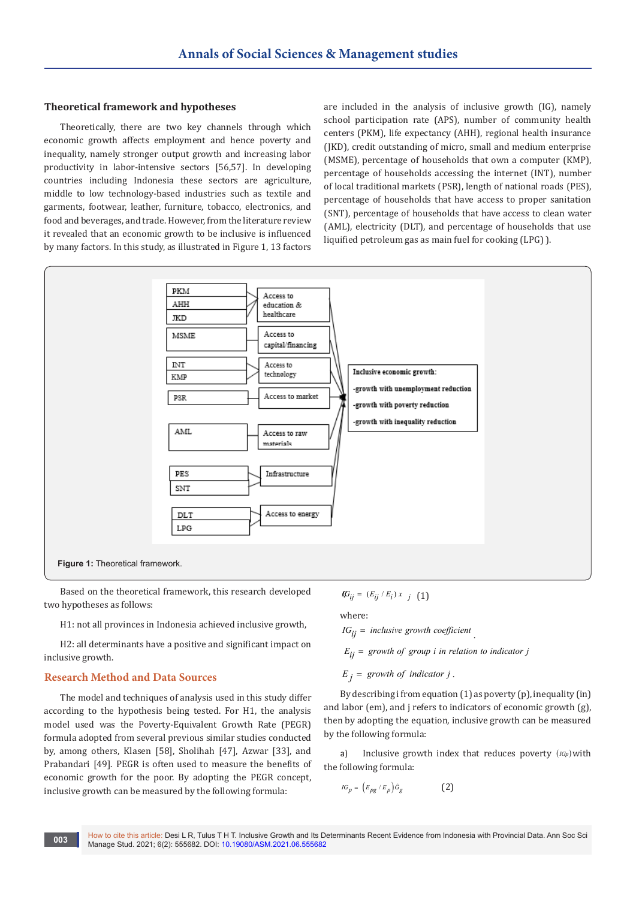### Theoretical framework and hypotheses

Theoretically, there are two key channels through which economic growth affects employment and hence poverty and inequality, namely stronger output growth and increasing labor productivity in labor-intensive sectors [56,57]. In developing countries including Indonesia these sectors are agriculture, middle to low technology-based industries such as textile and garments, footwear, leather, furniture, tobacco, electronics, and food and beverages, and trade. However, from the literature review it revealed that an economic growth to be inclusive is influenced by many factors. In this study, as illustrated in Figure 1, 13 factors are included in the analysis of inclusive growth (IG), namely school participation rate (APS), number of community health centers (PKM), life expectancy (AHH), regional health insurance (JKD), credit outstanding of micro, small and medium enterprise (MSME), percentage of households that own a computer (KMP), percentage of households accessing the internet (INT), number of local traditional markets (PSR), length of national roads (PES), percentage of households that have access to proper sanitation (SNT), percentage of households that have access to clean water (AML), electricity (DLT), and percentage of households that use liquified petroleum gas as main fuel for cooking (LPG) ).

| Indicators | Determinant |
|---|---|
| PKM, AHH, JKD | Access to education & healthcare |
| MSME | Access to capital/financing |
| INT, KMP | Access to technology |
| PSR | Access to market |
| AML | Access to raw materials |
| PES, SNT | Infrastructure |
| DLT, LPG | Access to energy |

All determinants → Inclusive economic growth: -growth with unemployment reduction; -growth with poverty reduction; -growth with inequality reduction

**Figure 1:** Theoretical framework.

Based on the theoretical framework, this research developed two hypotheses as follows:

H1: not all provinces in Indonesia achieved inclusive growth,

H2: all determinants have a positive and significant impact on inclusive growth.

## Research Method and Data Sources

The model and techniques of analysis used in this study differ according to the hypothesis being tested. For H1, the analysis model used was the Poverty-Equivalent Growth Rate (PEGR) formula adopted from several previous similar studies conducted by, among others, Klasen [58], Sholihah [47], Azwar [33], and Prabandari [49]. PEGR is often used to measure the benefits of economic growth for the poor. By adopting the PEGR concept, inclusive growth can be measured by the following formula:

$$IG_{ij} = (E_{ij} / E_i)\, x_j \quad (1)$$

where:

$IG_{ij}$ = inclusive growth coefficient.

$E_{ij}$ = growth of group i in relation to indicator j

$E_j$ = growth of indicator j.

By describing i from equation (1) as poverty (p), inequality (in) and labor (em), and j refers to indicators of economic growth (g), then by adopting the equation, inclusive growth can be measured by the following formula:

a) Inclusive growth index that reduces poverty ($IG_p$) with the following formula:

$$IG_p = \left(E_{pg} / E_p\right)\bar{G}_g \quad (2)$$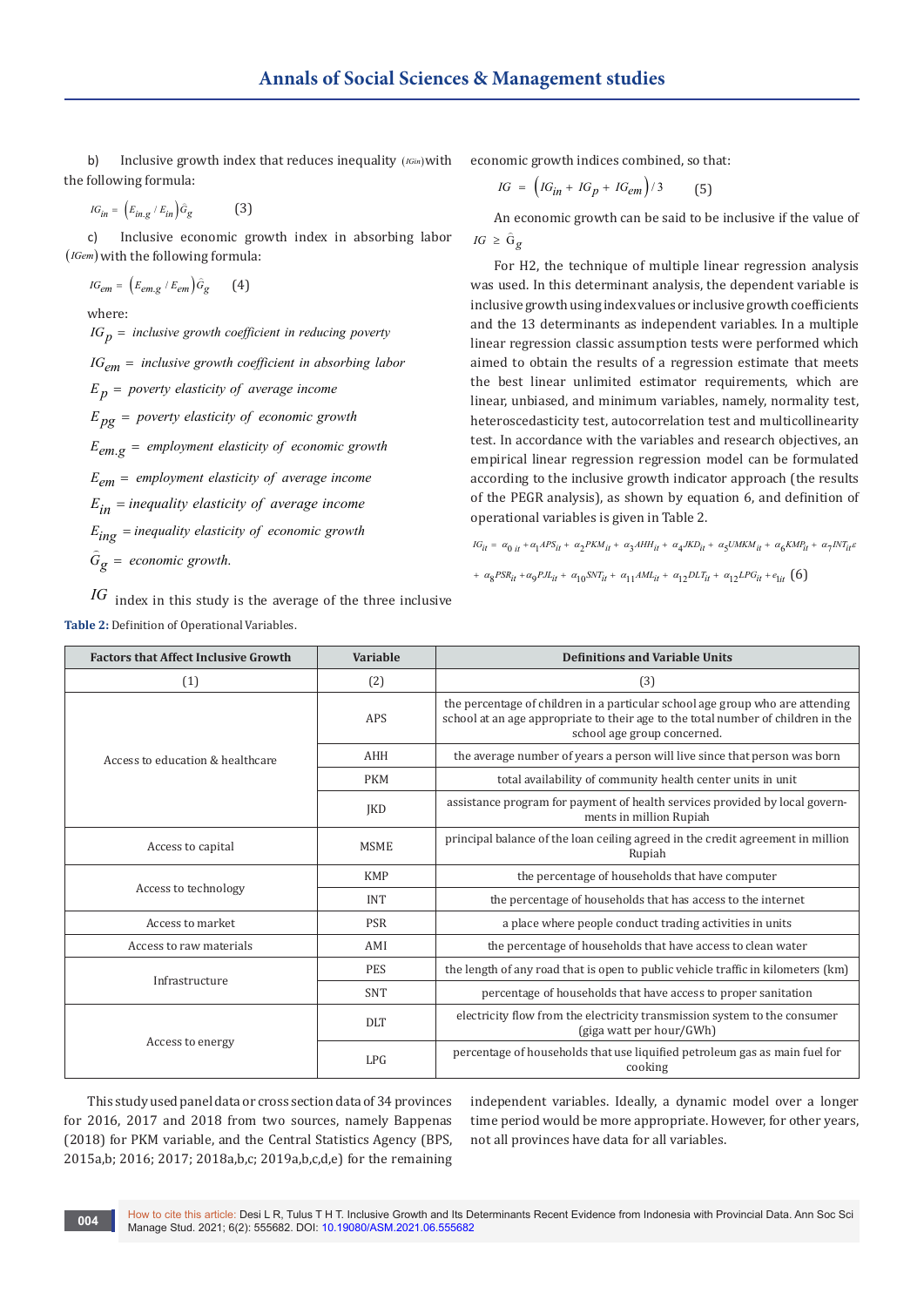b) Inclusive growth index that reduces inequality $(IGin)$ with the following formula:

$$IG_{in} = \left(E_{in.g} / E_{in}\right)\hat{G}_g \qquad (3)$$

c) Inclusive economic growth index in absorbing labor $(IGem)$ with the following formula:

$$IG_{em} = \left(E_{em.g} / E_{em}\right)\hat{G}_g \qquad (4)$$

where:

$IG_p$ = inclusive growth coefficient in reducing poverty

$IG_{em}$ = inclusive growth coefficient in absorbing labor

$E_p$ = poverty elasticity of average income

$E_{pg}$ = poverty elasticity of economic growth

$E_{em.g}$ = employment elasticity of economic growth

$E_{em}$ = employment elasticity of average income

$E_{in}$ = inequality elasticity of average income

$E_{ing}$ = inequality elasticity of economic growth

$\hat{G}_g$ = economic growth.

$IG$ index in this study is the average of the three inclusive economic growth indices combined, so that:

$$IG = \left(IG_{in} + IG_p + IG_{em}\right)/3 \qquad (5)$$

An economic growth can be said to be inclusive if the value of $IG \geq \hat{G}_g$

For H2, the technique of multiple linear regression analysis was used. In this determinant analysis, the dependent variable is inclusive growth using index values or inclusive growth coefficients and the 13 determinants as independent variables. In a multiple linear regression classic assumption tests were performed which aimed to obtain the results of a regression estimate that meets the best linear unlimited estimator requirements, which are linear, unbiased, and minimum variables, namely, normality test, heteroscedasticity test, autocorrelation test and multicollinearity test. In accordance with the variables and research objectives, an empirical linear regression regression model can be formulated according to the inclusive growth indicator approach (the results of the PEGR analysis), as shown by equation 6, and definition of operational variables is given in Table 2.

$$IG_{it} = \alpha_{0\,it} + \alpha_1 APS_{it} + \alpha_2 PKM_{it} + \alpha_3 AHH_{it} + \alpha_4 JKD_{it} + \alpha_5 UMKM_{it} + \alpha_6 KMP_{it} + \alpha_7 INT_{it}\varepsilon$$
$$+ \alpha_8 PSR_{it} + \alpha_9 PJL_{it} + \alpha_{10} SNT_{it} + \alpha_{11} AML_{it} + \alpha_{12} DLT_{it} + \alpha_{12} LPG_{it} + e_{1it} \quad (6)$$

**Table 2:** Definition of Operational Variables.

| Factors that Affect Inclusive Growth | Variable | Definitions and Variable Units |
|---|---|---|
| (1) | (2) | (3) |
| Access to education & healthcare | APS | the percentage of children in a particular school age group who are attending school at an age appropriate to their age to the total number of children in the school age group concerned. |
| | AHH | the average number of years a person will live since that person was born |
| | PKM | total availability of community health center units in unit |
| | JKD | assistance program for payment of health services provided by local governments in million Rupiah |
| Access to capital | MSME | principal balance of the loan ceiling agreed in the credit agreement in million Rupiah |
| Access to technology | KMP | the percentage of households that have computer |
| | INT | the percentage of households that has access to the internet |
| Access to market | PSR | a place where people conduct trading activities in units |
| Access to raw materials | AMI | the percentage of households that have access to clean water |
| Infrastructure | PES | the length of any road that is open to public vehicle traffic in kilometers (km) |
| | SNT | percentage of households that have access to proper sanitation |
| Access to energy | DLT | electricity flow from the electricity transmission system to the consumer (giga watt per hour/GWh) |
| | LPG | percentage of households that use liquified petroleum gas as main fuel for cooking |

This study used panel data or cross section data of 34 provinces for 2016, 2017 and 2018 from two sources, namely Bappenas (2018) for PKM variable, and the Central Statistics Agency (BPS, 2015a,b; 2016; 2017; 2018a,b,c; 2019a,b,c,d,e) for the remaining independent variables. Ideally, a dynamic model over a longer time period would be more appropriate. However, for other years, not all provinces have data for all variables.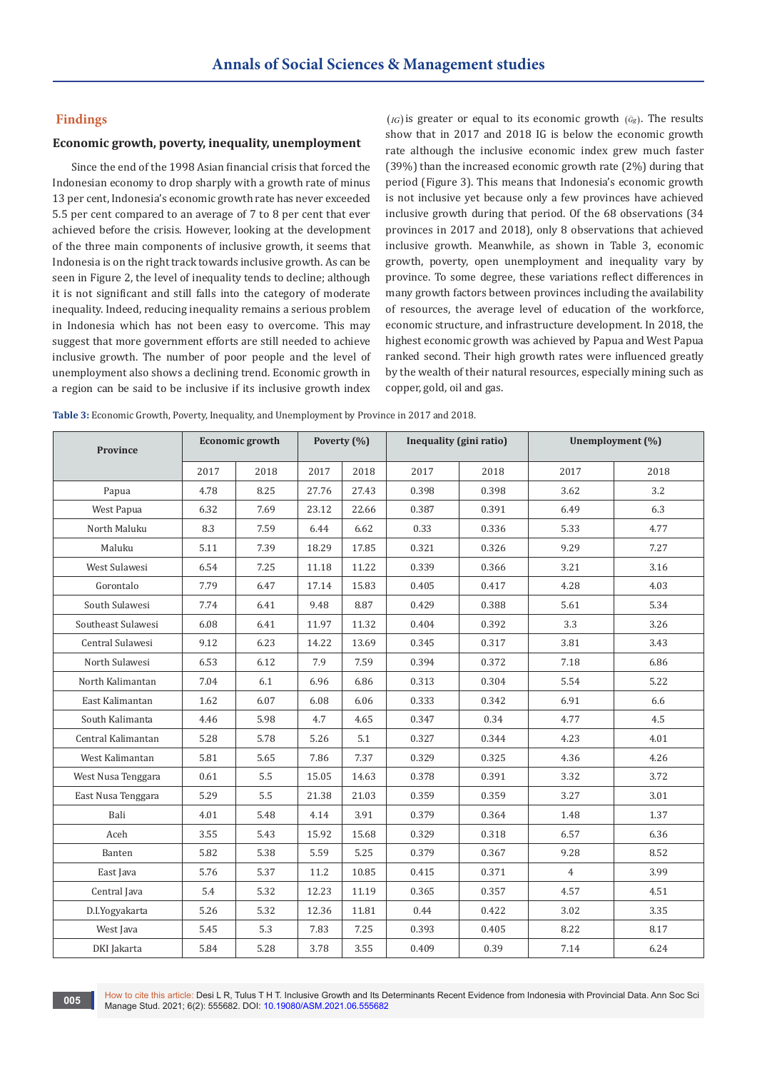## Findings

### Economic growth, poverty, inequality, unemployment

Since the end of the 1998 Asian financial crisis that forced the Indonesian economy to drop sharply with a growth rate of minus 13 per cent, Indonesia's economic growth rate has never exceeded 5.5 per cent compared to an average of 7 to 8 per cent that ever achieved before the crisis. However, looking at the development of the three main components of inclusive growth, it seems that Indonesia is on the right track towards inclusive growth. As can be seen in Figure 2, the level of inequality tends to decline; although it is not significant and still falls into the category of moderate inequality. Indeed, reducing inequality remains a serious problem in Indonesia which has not been easy to overcome. This may suggest that more government efforts are still needed to achieve inclusive growth. The number of poor people and the level of unemployment also shows a declining trend. Economic growth in a region can be said to be inclusive if its inclusive growth index ($IG$) is greater or equal to its economic growth ($\bar{o}g$). The results show that in 2017 and 2018 IG is below the economic growth rate although the inclusive economic index grew much faster (39%) than the increased economic growth rate (2%) during that period (Figure 3). This means that Indonesia's economic growth is not inclusive yet because only a few provinces have achieved inclusive growth during that period. Of the 68 observations (34 provinces in 2017 and 2018), only 8 observations that achieved inclusive growth. Meanwhile, as shown in Table 3, economic growth, poverty, open unemployment and inequality vary by province. To some degree, these variations reflect differences in many growth factors between provinces including the availability of resources, the average level of education of the workforce, economic structure, and infrastructure development. In 2018, the highest economic growth was achieved by Papua and West Papua ranked second. Their high growth rates were influenced greatly by the wealth of their natural resources, especially mining such as copper, gold, oil and gas.

**Table 3:** Economic Growth, Poverty, Inequality, and Unemployment by Province in 2017 and 2018.

| Province | Economic growth | | Poverty (%) | | Inequality (gini ratio) | | Unemployment (%) | |
|---|---|---|---|---|---|---|---|---|
| | 2017 | 2018 | 2017 | 2018 | 2017 | 2018 | 2017 | 2018 |
| Papua | 4.78 | 8.25 | 27.76 | 27.43 | 0.398 | 0.398 | 3.62 | 3.2 |
| West Papua | 6.32 | 7.69 | 23.12 | 22.66 | 0.387 | 0.391 | 6.49 | 6.3 |
| North Maluku | 8.3 | 7.59 | 6.44 | 6.62 | 0.33 | 0.336 | 5.33 | 4.77 |
| Maluku | 5.11 | 7.39 | 18.29 | 17.85 | 0.321 | 0.326 | 9.29 | 7.27 |
| West Sulawesi | 6.54 | 7.25 | 11.18 | 11.22 | 0.339 | 0.366 | 3.21 | 3.16 |
| Gorontalo | 7.79 | 6.47 | 17.14 | 15.83 | 0.405 | 0.417 | 4.28 | 4.03 |
| South Sulawesi | 7.74 | 6.41 | 9.48 | 8.87 | 0.429 | 0.388 | 5.61 | 5.34 |
| Southeast Sulawesi | 6.08 | 6.41 | 11.97 | 11.32 | 0.404 | 0.392 | 3.3 | 3.26 |
| Central Sulawesi | 9.12 | 6.23 | 14.22 | 13.69 | 0.345 | 0.317 | 3.81 | 3.43 |
| North Sulawesi | 6.53 | 6.12 | 7.9 | 7.59 | 0.394 | 0.372 | 7.18 | 6.86 |
| North Kalimantan | 7.04 | 6.1 | 6.96 | 6.86 | 0.313 | 0.304 | 5.54 | 5.22 |
| East Kalimantan | 1.62 | 6.07 | 6.08 | 6.06 | 0.333 | 0.342 | 6.91 | 6.6 |
| South Kalimanta | 4.46 | 5.98 | 4.7 | 4.65 | 0.347 | 0.34 | 4.77 | 4.5 |
| Central Kalimantan | 5.28 | 5.78 | 5.26 | 5.1 | 0.327 | 0.344 | 4.23 | 4.01 |
| West Kalimantan | 5.81 | 5.65 | 7.86 | 7.37 | 0.329 | 0.325 | 4.36 | 4.26 |
| West Nusa Tenggara | 0.61 | 5.5 | 15.05 | 14.63 | 0.378 | 0.391 | 3.32 | 3.72 |
| East Nusa Tenggara | 5.29 | 5.5 | 21.38 | 21.03 | 0.359 | 0.359 | 3.27 | 3.01 |
| Bali | 4.01 | 5.48 | 4.14 | 3.91 | 0.379 | 0.364 | 1.48 | 1.37 |
| Aceh | 3.55 | 5.43 | 15.92 | 15.68 | 0.329 | 0.318 | 6.57 | 6.36 |
| Banten | 5.82 | 5.38 | 5.59 | 5.25 | 0.379 | 0.367 | 9.28 | 8.52 |
| East Java | 5.76 | 5.37 | 11.2 | 10.85 | 0.415 | 0.371 | 4 | 3.99 |
| Central Java | 5.4 | 5.32 | 12.23 | 11.19 | 0.365 | 0.357 | 4.57 | 4.51 |
| D.I.Yogyakarta | 5.26 | 5.32 | 12.36 | 11.81 | 0.44 | 0.422 | 3.02 | 3.35 |
| West Java | 5.45 | 5.3 | 7.83 | 7.25 | 0.393 | 0.405 | 8.22 | 8.17 |
| DKI Jakarta | 5.84 | 5.28 | 3.78 | 3.55 | 0.409 | 0.39 | 7.14 | 6.24 |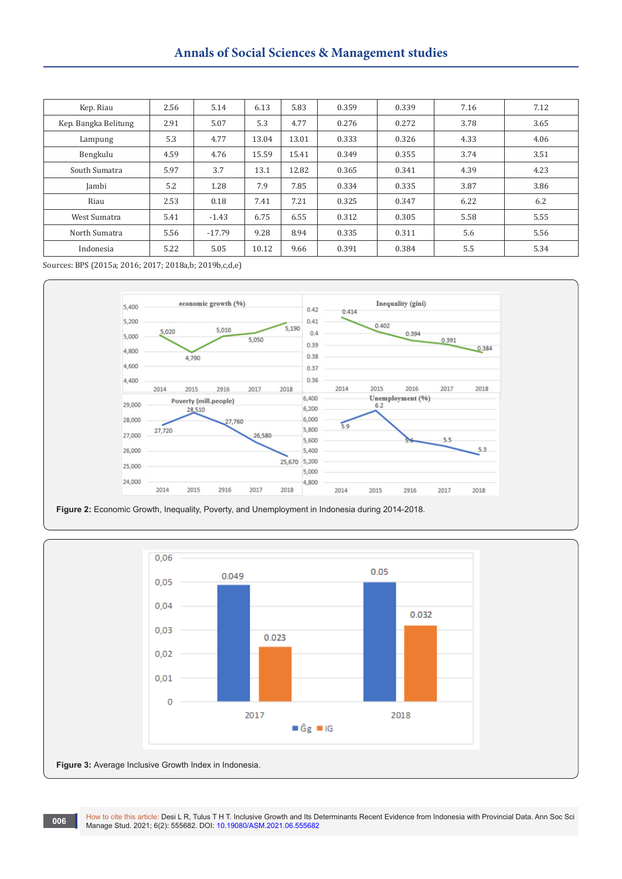| Kep. Riau | 2.56 | 5.14 | 6.13 | 5.83 | 0.359 | 0.339 | 7.16 | 7.12 |
|---|---|---|---|---|---|---|---|---|
| Kep. Bangka Belitung | 2.91 | 5.07 | 5.3 | 4.77 | 0.276 | 0.272 | 3.78 | 3.65 |
| Lampung | 5.3 | 4.77 | 13.04 | 13.01 | 0.333 | 0.326 | 4.33 | 4.06 |
| Bengkulu | 4.59 | 4.76 | 15.59 | 15.41 | 0.349 | 0.355 | 3.74 | 3.51 |
| South Sumatra | 5.97 | 3.7 | 13.1 | 12.82 | 0.365 | 0.341 | 4.39 | 4.23 |
| Jambi | 5.2 | 1.28 | 7.9 | 7.85 | 0.334 | 0.335 | 3.87 | 3.86 |
| Riau | 2.53 | 0.18 | 7.41 | 7.21 | 0.325 | 0.347 | 6.22 | 6.2 |
| West Sumatra | 5.41 | -1.43 | 6.75 | 6.55 | 0.312 | 0.305 | 5.58 | 5.55 |
| North Sumatra | 5.56 | -17.79 | 9.28 | 8.94 | 0.335 | 0.311 | 5.6 | 5.56 |
| Indonesia | 5.22 | 5.05 | 10.12 | 9.66 | 0.391 | 0.384 | 5.5 | 5.34 |

Sources: BPS (2015a; 2016; 2017; 2018a,b; 2019b,c,d,e)

**Figure 2:** Economic Growth, Inequality, Poverty, and Unemployment in Indonesia during 2014-2018.

**Figure 3:** Average Inclusive Growth Index in Indonesia.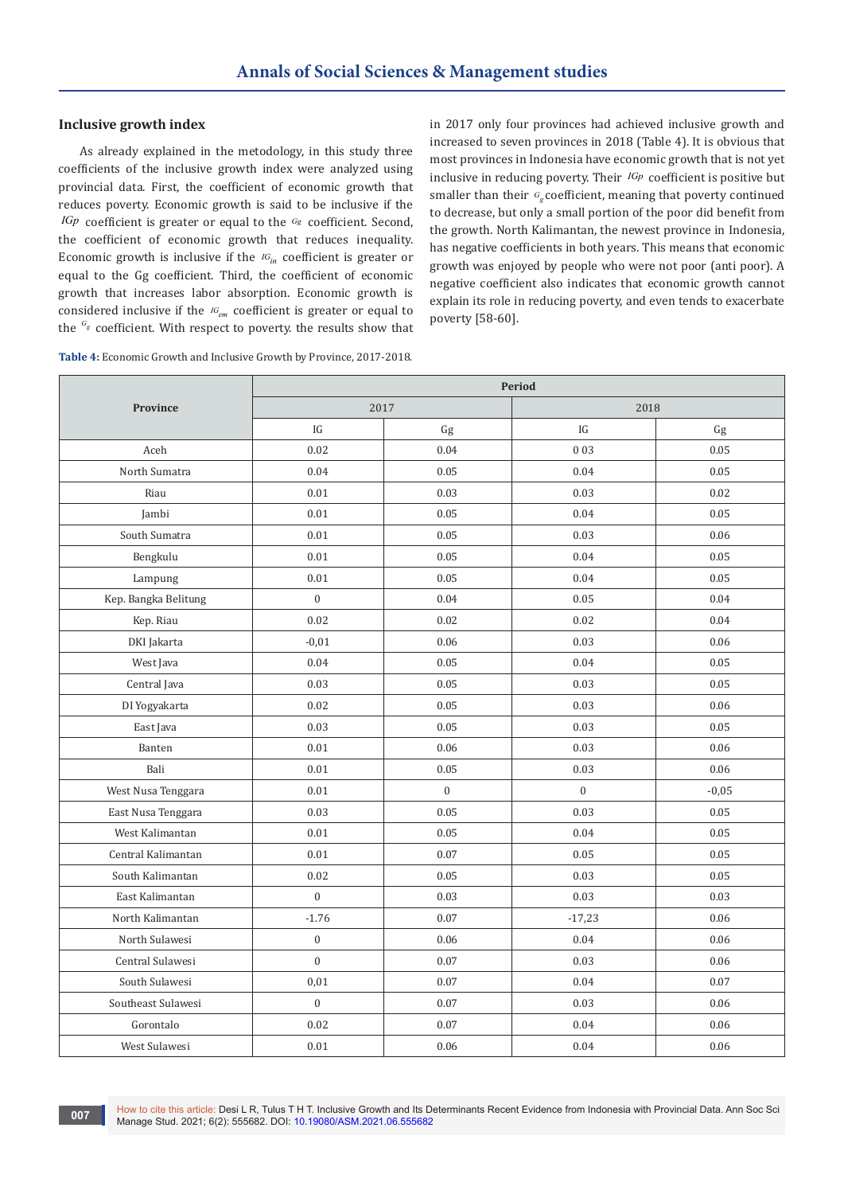### Inclusive growth index

As already explained in the metodology, in this study three coefficients of the inclusive growth index were analyzed using provincial data. First, the coefficient of economic growth that reduces poverty. Economic growth is said to be inclusive if the $IGp$ coefficient is greater or equal to the $Gg$ coefficient. Second, the coefficient of economic growth that reduces inequality. Economic growth is inclusive if the $IG_{in}$ coefficient is greater or equal to the Gg coefficient. Third, the coefficient of economic growth that increases labor absorption. Economic growth is considered inclusive if the $IG_{em}$ coefficient is greater or equal to the $G_g$ coefficient. With respect to poverty. the results show that in 2017 only four provinces had achieved inclusive growth and increased to seven provinces in 2018 (Table 4). It is obvious that most provinces in Indonesia have economic growth that is not yet inclusive in reducing poverty. Their $IGp$ coefficient is positive but smaller than their $G_g$ coefficient, meaning that poverty continued to decrease, but only a small portion of the poor did benefit from the growth. North Kalimantan, the newest province in Indonesia, has negative coefficients in both years. This means that economic growth was enjoyed by people who were not poor (anti poor). A negative coefficient also indicates that economic growth cannot explain its role in reducing poverty, and even tends to exacerbate poverty [58-60].

**Table 4:** Economic Growth and Inclusive Growth by Province, 2017-2018.

| Province | Period | | | |
|---|---|---|---|---|
| | 2017 | | 2018 | |
| | IG | Gg | IG | Gg |
| Aceh | 0.02 | 0.04 | 0 03 | 0.05 |
| North Sumatra | 0.04 | 0.05 | 0.04 | 0.05 |
| Riau | 0.01 | 0.03 | 0.03 | 0.02 |
| Jambi | 0.01 | 0.05 | 0.04 | 0.05 |
| South Sumatra | 0.01 | 0.05 | 0.03 | 0.06 |
| Bengkulu | 0.01 | 0.05 | 0.04 | 0.05 |
| Lampung | 0.01 | 0.05 | 0.04 | 0.05 |
| Kep. Bangka Belitung | 0 | 0.04 | 0.05 | 0.04 |
| Kep. Riau | 0.02 | 0.02 | 0.02 | 0.04 |
| DKI Jakarta | -0,01 | 0.06 | 0.03 | 0.06 |
| West Java | 0.04 | 0.05 | 0.04 | 0.05 |
| Central Java | 0.03 | 0.05 | 0.03 | 0.05 |
| DI Yogyakarta | 0.02 | 0.05 | 0.03 | 0.06 |
| East Java | 0.03 | 0.05 | 0.03 | 0.05 |
| Banten | 0.01 | 0.06 | 0.03 | 0.06 |
| Bali | 0.01 | 0.05 | 0.03 | 0.06 |
| West Nusa Tenggara | 0.01 | 0 | 0 | -0,05 |
| East Nusa Tenggara | 0.03 | 0.05 | 0.03 | 0.05 |
| West Kalimantan | 0.01 | 0.05 | 0.04 | 0.05 |
| Central Kalimantan | 0.01 | 0.07 | 0.05 | 0.05 |
| South Kalimantan | 0.02 | 0.05 | 0.03 | 0.05 |
| East Kalimantan | 0 | 0.03 | 0.03 | 0.03 |
| North Kalimantan | -1.76 | 0.07 | -17,23 | 0.06 |
| North Sulawesi | 0 | 0.06 | 0.04 | 0.06 |
| Central Sulawesi | 0 | 0.07 | 0.03 | 0.06 |
| South Sulawesi | 0,01 | 0.07 | 0.04 | 0.07 |
| Southeast Sulawesi | 0 | 0.07 | 0.03 | 0.06 |
| Gorontalo | 0.02 | 0.07 | 0.04 | 0.06 |
| West Sulawesi | 0.01 | 0.06 | 0.04 | 0.06 |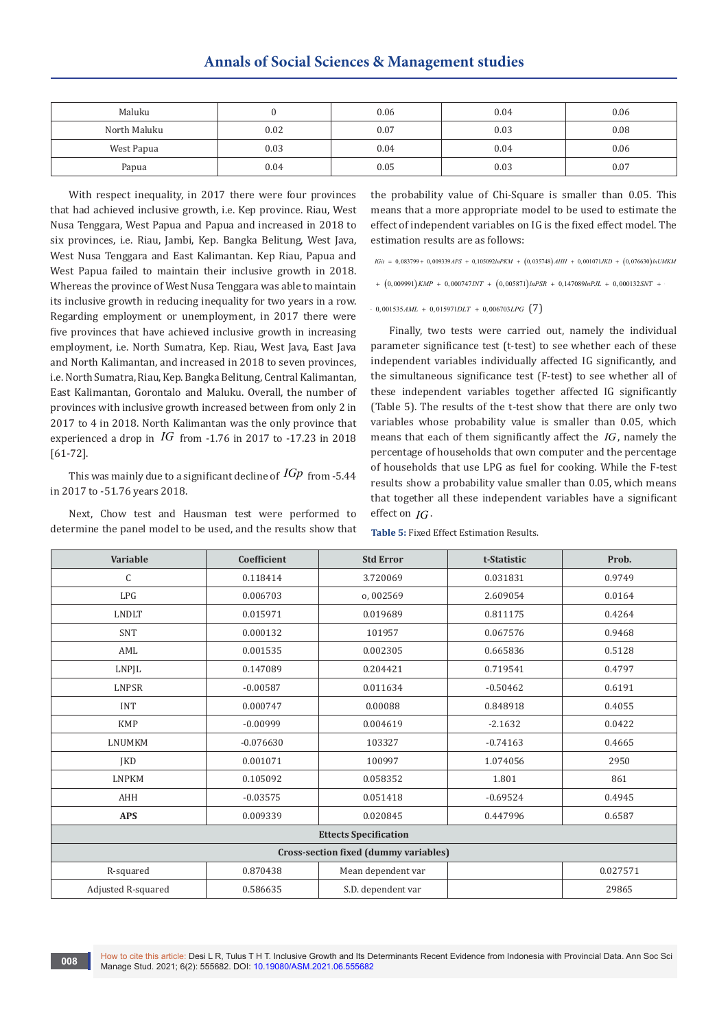| Maluku | 0 | 0.06 | 0.04 | 0.06 |
|---|---|---|---|---|
| North Maluku | 0.02 | 0.07 | 0.03 | 0.08 |
| West Papua | 0.03 | 0.04 | 0.04 | 0.06 |
| Papua | 0.04 | 0.05 | 0.03 | 0.07 |

With respect inequality, in 2017 there were four provinces that had achieved inclusive growth, i.e. Kep province. Riau, West Nusa Tenggara, West Papua and Papua and increased in 2018 to six provinces, i.e. Riau, Jambi, Kep. Bangka Belitung, West Java, West Nusa Tenggara and East Kalimantan. Kep Riau, Papua and West Papua failed to maintain their inclusive growth in 2018. Whereas the province of West Nusa Tenggara was able to maintain its inclusive growth in reducing inequality for two years in a row. Regarding employment or unemployment, in 2017 there were five provinces that have achieved inclusive growth in increasing employment, i.e. North Sumatra, Kep. Riau, West Java, East Java and North Kalimantan, and increased in 2018 to seven provinces, i.e. North Sumatra, Riau, Kep. Bangka Belitung, Central Kalimantan, East Kalimantan, Gorontalo and Maluku. Overall, the number of provinces with inclusive growth increased between from only 2 in 2017 to 4 in 2018. North Kalimantan was the only province that experienced a drop in $IG$ from -1.76 in 2017 to -17.23 in 2018 [61-72].

This was mainly due to a significant decline of $IGp$ from -5.44 in 2017 to -51.76 years 2018.

Next, Chow test and Hausman test were performed to determine the panel model to be used, and the results show that the probability value of Chi-Square is smaller than 0.05. This means that a more appropriate model to be used to estimate the effect of independent variables on IG is the fixed effect model. The estimation results are as follows:

$$IGit = 0{,}083799 + 0{,}009339APS + 0{,}105092lnPKM + (0{,}035748)AHH + 0{,}001071JKD + (0{,}076630)lnUMKM + (0{,}009991)KMP + 0{,}000747INT + (0{,}005871)lnPSR + 0{,}147089lnPJL + 0{,}000132SNT + 0{,}001535AML + 0{,}015971DLT + 0{,}006703LPG \quad (7)$$

Finally, two tests were carried out, namely the individual parameter significance test (t-test) to see whether each of these independent variables individually affected IG significantly, and the simultaneous significance test (F-test) to see whether all of these independent variables together affected IG significantly (Table 5). The results of the t-test show that there are only two variables whose probability value is smaller than 0.05, which means that each of them significantly affect the $IG$, namely the percentage of households that own computer and the percentage of households that use LPG as fuel for cooking. While the F-test results show a probability value smaller than 0.05, which means that together all these independent variables have a significant effect on $IG$.

**Table 5:** Fixed Effect Estimation Results.

| Variable | Coefficient | Std Error | t-Statistic | Prob. |
|---|---|---|---|---|
| C | 0.118414 | 3.720069 | 0.031831 | 0.9749 |
| LPG | 0.006703 | o, 002569 | 2.609054 | 0.0164 |
| LNDLT | 0.015971 | 0.019689 | 0.811175 | 0.4264 |
| SNT | 0.000132 | 101957 | 0.067576 | 0.9468 |
| AML | 0.001535 | 0.002305 | 0.665836 | 0.5128 |
| LNPJL | 0.147089 | 0.204421 | 0.719541 | 0.4797 |
| LNPSR | -0.00587 | 0.011634 | -0.50462 | 0.6191 |
| INT | 0.000747 | 0.00088 | 0.848918 | 0.4055 |
| KMP | -0.00999 | 0.004619 | -2.1632 | 0.0422 |
| LNUMKM | -0.076630 | 103327 | -0.74163 | 0.4665 |
| JKD | 0.001071 | 100997 | 1.074056 | 2950 |
| LNPKM | 0.105092 | 0.058352 | 1.801 | 861 |
| AHH | -0.03575 | 0.051418 | -0.69524 | 0.4945 |
| **APS** | 0.009339 | 0.020845 | 0.447996 | 0.6587 |
| **Ettects Specification** | | | | |
| **Cross-section fixed (dummy variables)** | | | | |
| R-squared | 0.870438 | Mean dependent var | | 0.027571 |
| Adjusted R-squared | 0.586635 | S.D. dependent var | | 29865 |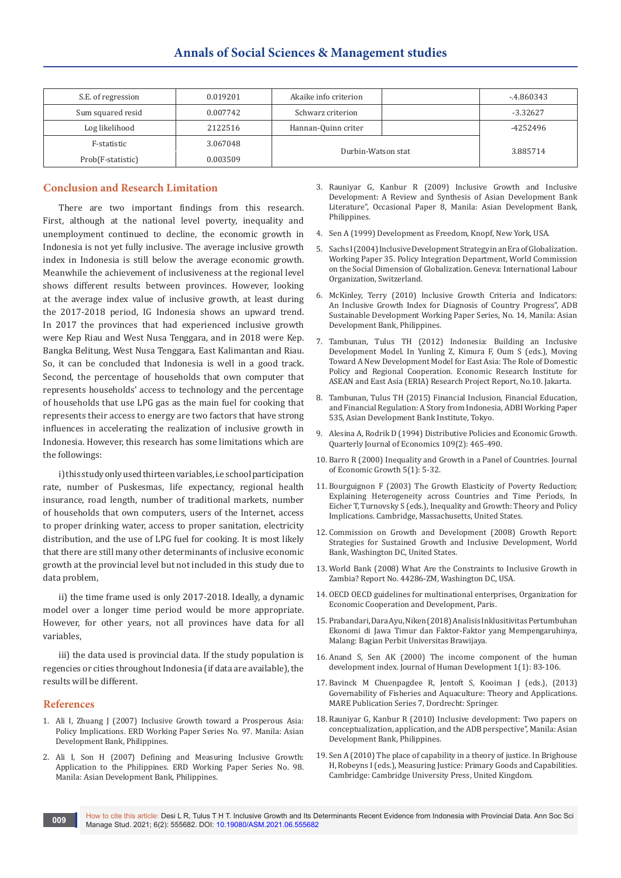| S.E. of regression | 0.019201 | Akaike info criterion | | -.4.860343 |
|---|---|---|---|---|
| Sum squared resid | 0.007742 | Schwarz criterion | | -3.32627 |
| Log likelihood | 2122516 | Hannan-Quinn criter | | -4252496 |
| F-statistic | 3.067048 | Durbin-Watson stat | | 3.885714 |
| Prob(F-statistic) | 0.003509 | | | |

## Conclusion and Research Limitation

There are two important findings from this research. First, although at the national level poverty, inequality and unemployment continued to decline, the economic growth in Indonesia is not yet fully inclusive. The average inclusive growth index in Indonesia is still below the average economic growth. Meanwhile the achievement of inclusiveness at the regional level shows different results between provinces. However, looking at the average index value of inclusive growth, at least during the 2017-2018 period, IG Indonesia shows an upward trend. In 2017 the provinces that had experienced inclusive growth were Kep Riau and West Nusa Tenggara, and in 2018 were Kep. Bangka Belitung, West Nusa Tenggara, East Kalimantan and Riau. So, it can be concluded that Indonesia is well in a good track. Second, the percentage of households that own computer that represents households' access to technology and the percentage of households that use LPG gas as the main fuel for cooking that represents their access to energy are two factors that have strong influences in accelerating the realization of inclusive growth in Indonesia. However, this research has some limitations which are the followings:

i) this study only used thirteen variables, i.e school participation rate, number of Puskesmas, life expectancy, regional health insurance, road length, number of traditional markets, number of households that own computers, users of the Internet, access to proper drinking water, access to proper sanitation, electricity distribution, and the use of LPG fuel for cooking. It is most likely that there are still many other determinants of inclusive economic growth at the provincial level but not included in this study due to data problem,

ii) the time frame used is only 2017-2018. Ideally, a dynamic model over a longer time period would be more appropriate. However, for other years, not all provinces have data for all variables,

iii) the data used is provincial data. If the study population is regencies or cities throughout Indonesia (if data are available), the results will be different.

## References

1. Ali I, Zhuang J (2007) Inclusive Growth toward a Prosperous Asia: Policy Implications. ERD Working Paper Series No. 97. Manila: Asian Development Bank, Philippines.
2. Ali I, Son H (2007) Defining and Measuring Inclusive Growth: Application to the Philippines. ERD Working Paper Series No. 98. Manila: Asian Development Bank, Philippines.
3. Rauniyar G, Kanbur R (2009) Inclusive Growth and Inclusive Development: A Review and Synthesis of Asian Development Bank Literature", Occasional Paper 8, Manila: Asian Development Bank, Philippines.
4. Sen A (1999) Development as Freedom, Knopf, New York, USA.
5. Sachs I (2004) Inclusive Development Strategy in an Era of Globalization. Working Paper 35. Policy Integration Department, World Commission on the Social Dimension of Globalization. Geneva: International Labour Organization, Switzerland.
6. McKinley, Terry (2010) Inclusive Growth Criteria and Indicators: An Inclusive Growth Index for Diagnosis of Country Progress", ADB Sustainable Development Working Paper Series, No. 14, Manila: Asian Development Bank, Philippines.
7. Tambunan, Tulus TH (2012) Indonesia: Building an Inclusive Development Model. In Yunling Z, Kimura F, Oum S (eds.), Moving Toward A New Development Model for East Asia: The Role of Domestic Policy and Regional Cooperation. Economic Research Institute for ASEAN and East Asia (ERIA) Research Project Report, No.10. Jakarta.
8. Tambunan, Tulus TH (2015) Financial Inclusion, Financial Education, and Financial Regulation: A Story from Indonesia, ADBI Working Paper 535, Asian Development Bank Institute, Tokyo.
9. Alesina A, Rodrik D (1994) Distributive Policies and Economic Growth. Quarterly Journal of Economics 109(2): 465-490.
10. Barro R (2000) Inequality and Growth in a Panel of Countries. Journal of Economic Growth 5(1): 5-32.
11. Bourguignon F (2003) The Growth Elasticity of Poverty Reduction; Explaining Heterogeneity across Countries and Time Periods, In Eicher T, Turnovsky S (eds.), Inequality and Growth: Theory and Policy Implications. Cambridge, Massachusetts, United States.
12. Commission on Growth and Development (2008) Growth Report: Strategies for Sustained Growth and Inclusive Development, World Bank, Washington DC, United States.
13. World Bank (2008) What Are the Constraints to Inclusive Growth in Zambia? Report No. 44286-ZM, Washington DC, USA.
14. OECD OECD guidelines for multinational enterprises, Organization for Economic Cooperation and Development, Paris.
15. Prabandari, Dara Ayu, Niken (2018) Analisis Inklusitivitas Pertumbuhan Ekonomi di Jawa Timur dan Faktor-Faktor yang Mempengaruhinya, Malang: Bagian Perbit Universitas Brawijaya.
16. Anand S, Sen AK (2000) The income component of the human development index. Journal of Human Development 1(1): 83-106.
17. Bavinck M Chuenpagdee R, Jentoft S, Kooiman J (eds.), (2013) Governability of Fisheries and Aquaculture: Theory and Applications. MARE Publication Series 7, Dordrecht: Springer.
18. Rauniyar G, Kanbur R (2010) Inclusive development: Two papers on conceptualization, application, and the ADB perspective", Manila: Asian Development Bank, Philippines.
19. Sen A (2010) The place of capability in a theory of justice. In Brighouse H, Robeyns I (eds.), Measuring Justice: Primary Goods and Capabilities. Cambridge: Cambridge University Press, United Kingdom.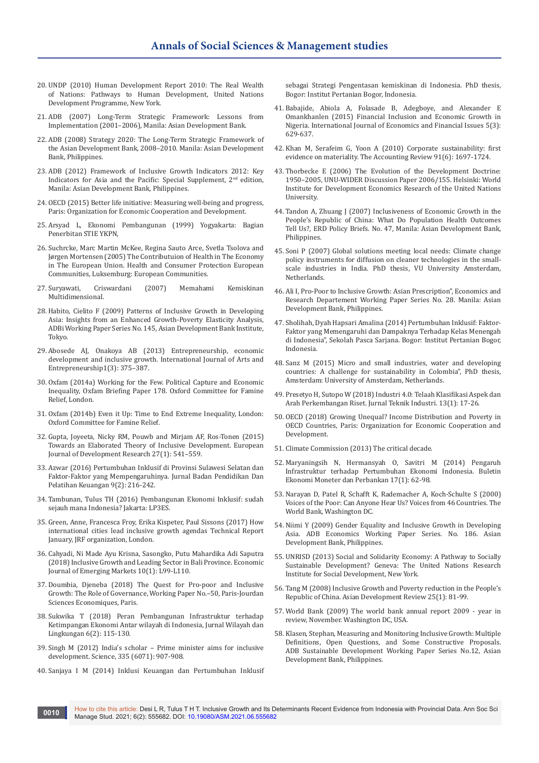20. UNDP (2010) Human Development Report 2010: The Real Wealth of Nations: Pathways to Human Development, United Nations Development Programme, New York.

21. ADB (2007) Long-Term Strategic Framework: Lessons from Implementation (2001–2006), Manila: Asian Development Bank.

22. ADB (2008) Strategy 2020: The Long-Term Strategic Framework of the Asian Development Bank, 2008–2010. Manila: Asian Development Bank, Philippines.

23. ADB (2012) Framework of Inclusive Growth Indicators 2012: Key Indicators for Asia and the Pacific: Special Supplement, 2nd edition, Manila: Asian Development Bank, Philippines.

24. OECD (2015) Better life initiative: Measuring well-being and progress, Paris: Organization for Economic Cooperation and Development.

25. Arsyad L, Ekonomi Pembangunan (1999) Yogyakarta: Bagian Penerbitan STIE YKPN,

26. Suchrcke, Marc Martin McKee, Regina Sauto Arce, Svetla Tsolova and Jørgen Mortensen (2005) The Contributuion of Health in The Economy in The European Union. Health and Consumer Protection European Communities, Luksemburg: European Communities.

27. Suryawati, Criswardani (2007) Memahami Kemiskinan Multidimensional.

28. Habito, Cielito F (2009) Patterns of Inclusive Growth in Developing Asia: Insights from an Enhanced Growth-Poverty Elasticity Analysis, ADBi Working Paper Series No. 145, Asian Development Bank Institute, Tokyo.

29. Abosede AJ, Onakoya AB (2013) Entrepreneurship, economic development and inclusive growth. International Journal of Arts and Entrepreneurship1(3): 375–387.

30. Oxfam (2014a) Working for the Few. Political Capture and Economic Inequality, Oxfam Briefing Paper 178. Oxford Committee for Famine Relief, London.

31. Oxfam (2014b) Even it Up: Time to End Extreme Inequality, London: Oxford Committee for Famine Relief.

32. Gupta, Joyeeta, Nicky RM, Pouwb and Mirjam AF, Ros-Tonen (2015) Towards an Elaborated Theory of Inclusive Development. European Journal of Development Research 27(1): 541–559.

33. Azwar (2016) Pertumbuhan Inklusif di Provinsi Sulawesi Selatan dan Faktor-Faktor yang Mempengaruhinya. Jurnal Badan Pendidikan Dan Pelatihan Keuangan 9(2): 216-242.

34. Tambunan, Tulus TH (2016) Pembangunan Ekonomi Inklusif: sudah sejauh mana Indonesia? Jakarta: LP3ES.

35. Green, Anne, Francesca Froy, Erika Kispeter, Paul Sissons (2017) How international cities lead inclusive growth agendas Technical Report January, JRF organization, London.

36. Cahyadi, Ni Made Ayu Krisna, Sasongko, Putu Mahardika Adi Saputra (2018) Inclusive Growth and Leading Sector in Bali Province. Economic Journal of Emerging Markets 10(1): L99-L110.

37. Doumbia, Djeneba (2018) The Quest for Pro-poor and Inclusive Growth: The Role of Governance, Working Paper No.–50, Paris-Jourdan Sciences Economiques, Paris.

38. Sukwika T (2018) Peran Pembangunan Infrastruktur terhadap Ketimpangan Ekonomi Antar wilayah di Indonesia, Jurnal Wilayah dan Lingkungan 6(2): 115-130.

39. Singh M (2012) India's scholar – Prime minister aims for inclusive development. Science, 335 (6071): 907-908.

40. Sanjaya I M (2014) Inklusi Keuangan dan Pertumbuhan Inklusif sebagai Strategi Pengentasan kemiskinan di Indonesia. PhD thesis, Bogor: Institut Pertanian Bogor, Indonesia.

41. Babajide, Abiola A, Folasade B, Adegboye, and Alexander E Omankhanlen (2015) Financial Inclusion and Economic Growth in Nigeria. International Journal of Economics and Financial Issues 5(3): 629-637.

42. Khan M, Serafeim G, Yoon A (2010) Corporate sustainability: first evidence on materiality. The Accounting Review 91(6): 1697-1724.

43. Thorbecke E (2006) The Evolution of the Development Doctrine: 1950–2005, UNU-WIDER Discussion Paper 2006/155. Helsinki: World Institute for Development Economics Research of the United Nations University.

44. Tandon A, Zhuang J (2007) Inclusiveness of Economic Growth in the People's Republic of China: What Do Population Health Outcomes Tell Us?, ERD Policy Briefs. No. 47, Manila: Asian Development Bank, Philippines.

45. Soni P (2007) Global solutions meeting local needs: Climate change policy instruments for diffusion on cleaner technologies in the small-scale industries in India. PhD thesis, VU University Amsterdam, Netherlands.

46. Ali I, Pro-Poor to Inclusive Growth: Asian Prescription", Economics and Research Departement Working Paper Series No. 28. Manila: Asian Development Bank, Philippines.

47. Sholihah, Dyah Hapsari Amalina (2014) Pertumbuhan Inklusif: Faktor-Faktor yang Memengaruhi dan Dampaknya Terhadap Kelas Menengah di Indonesia", Sekolah Pasca Sarjana. Bogor: Institut Pertanian Bogor, Indonesia.

48. Sanz M (2015) Micro and small industries, water and developing countries: A challenge for sustainability in Colombia", PhD thesis, Amsterdam: University of Amsterdam, Netherlands.

49. Presetyo H, Sutopo W (2018) Industri 4.0: Telaah Klasifikasi Aspek dan Arah Perkembangan Riset. Jurnal Teknik Industri. 13(1): 17-26.

50. OECD (2018) Growing Unequal? Income Distribution and Poverty in OECD Countries, Paris: Organization for Economic Cooperation and Development.

51. Climate Commission (2013) The critical decade.

52. Maryaningsih N, Hermansyah O, Savitri M (2014) Pengaruh Infrastruktur terhadap Pertumbuhan Ekonomi Indonesia. Buletin Ekonomi Moneter dan Perbankan 17(1): 62-98.

53. Narayan D, Patel R, Schafft K, Rademacher A, Koch-Schulte S (2000) Voices of the Poor: Can Anyone Hear Us? Voices from 46 Countries. The World Bank, Washington DC.

54. Niimi Y (2009) Gender Equality and Inclusive Growth in Developing Asia. ADB Economics Working Paper Series. No. 186. Asian Development Bank, Philippines.

55. UNRISD (2013) Social and Solidarity Economy: A Pathway to Socially Sustainable Development? Geneva: The United Nations Research Institute for Social Development, New York.

56. Tang M (2008) Inclusive Growth and Poverty reduction in the People's Republic of China. Asian Development Review 25(1): 81-99.

57. World Bank (2009) The world bank annual report 2009 - year in review, November. Washington DC, USA.

58. Klasen, Stephan, Measuring and Monitoring Inclusive Growth: Multiple Definitions, Open Questions, and Some Constructive Proposals. ADB Sustainable Development Working Paper Series No.12, Asian Development Bank, Philippines.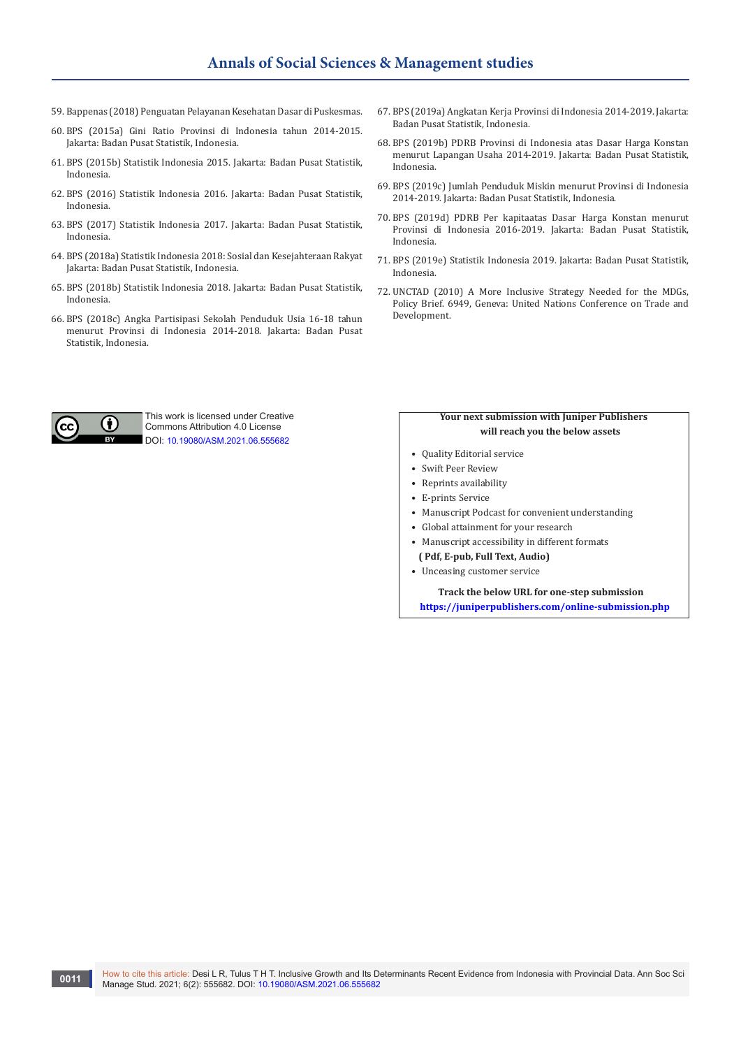59. Bappenas (2018) Penguatan Pelayanan Kesehatan Dasar di Puskesmas.
60. BPS (2015a) Gini Ratio Provinsi di Indonesia tahun 2014-2015. Jakarta: Badan Pusat Statistik, Indonesia.
61. BPS (2015b) Statistik Indonesia 2015. Jakarta: Badan Pusat Statistik, Indonesia.
62. BPS (2016) Statistik Indonesia 2016. Jakarta: Badan Pusat Statistik, Indonesia.
63. BPS (2017) Statistik Indonesia 2017. Jakarta: Badan Pusat Statistik, Indonesia.
64. BPS (2018a) Statistik Indonesia 2018: Sosial dan Kesejahteraan Rakyat Jakarta: Badan Pusat Statistik, Indonesia.
65. BPS (2018b) Statistik Indonesia 2018. Jakarta: Badan Pusat Statistik, Indonesia.
66. BPS (2018c) Angka Partisipasi Sekolah Penduduk Usia 16-18 tahun menurut Provinsi di Indonesia 2014-2018. Jakarta: Badan Pusat Statistik, Indonesia.
67. BPS (2019a) Angkatan Kerja Provinsi di Indonesia 2014-2019. Jakarta: Badan Pusat Statistik, Indonesia.
68. BPS (2019b) PDRB Provinsi di Indonesia atas Dasar Harga Konstan menurut Lapangan Usaha 2014-2019. Jakarta: Badan Pusat Statistik, Indonesia.
69. BPS (2019c) Jumlah Penduduk Miskin menurut Provinsi di Indonesia 2014-2019. Jakarta: Badan Pusat Statistik, Indonesia.
70. BPS (2019d) PDRB Per kapitaatas Dasar Harga Konstan menurut Provinsi di Indonesia 2016-2019. Jakarta: Badan Pusat Statistik, Indonesia.
71. BPS (2019e) Statistik Indonesia 2019. Jakarta: Badan Pusat Statistik, Indonesia.
72. UNCTAD (2010) A More Inclusive Strategy Needed for the MDGs, Policy Brief. 6949, Geneva: United Nations Conference on Trade and Development.

This work is licensed under Creative Commons Attribution 4.0 License
DOI: 10.19080/ASM.2021.06.555682

**Your next submission with Juniper Publishers will reach you the below assets**

- Quality Editorial service
- Swift Peer Review
- Reprints availability
- E-prints Service
- Manuscript Podcast for convenient understanding
- Global attainment for your research
- Manuscript accessibility in different formats
  **( Pdf, E-pub, Full Text, Audio)**
- Unceasing customer service

**Track the below URL for one-step submission**
**https://juniperpublishers.com/online-submission.php**

How to cite this article: Desi L R, Tulus T H T. Inclusive Growth and Its Determinants Recent Evidence from Indonesia with Provincial Data. Ann Soc Sci Manage Stud. 2021; 6(2): 555682. DOI: 10.19080/ASM.2021.06.555682